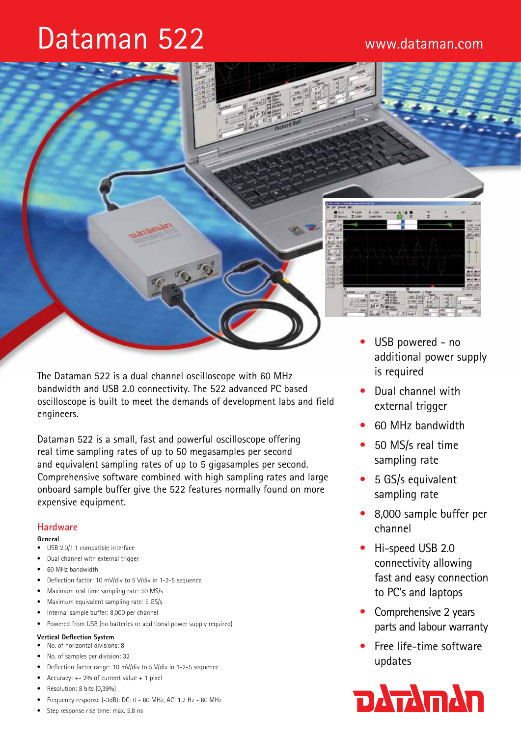# Dataman 522

www.dataman.com

The Dataman 522 is a dual channel oscilloscope with 60 MHz bandwidth and USB 2.0 connectivity. The 522 advanced PC based oscilloscope is built to meet the demands of development labs and field engineers.

Dataman 522 is a small, fast and powerful oscilloscope offering real time sampling rates of up to 50 megasamples per second and equivalent sampling rates of up to 5 gigasamples per second. Comprehensive software combined with high sampling rates and large onboard sample buffer give the 522 features normally found on more expensive equipment.

- USB powered - no additional power supply is required
- Dual channel with external trigger
- 60 MHz bandwidth
- 50 MS/s real time sampling rate
- 5 GS/s equivalent sampling rate
- 8,000 sample buffer per channel
- Hi-speed USB 2.0 connectivity allowing fast and easy connection to PC's and laptops
- Comprehensive 2 years parts and labour warranty
- Free life-time software updates

## Hardware

**General**

- USB 2.0/1.1 compatible interface
- Dual channel with external trigger
- 60 MHz bandwidth
- Deflection factor: 10 mV/div to 5 V/div in 1-2-5 sequence
- Maximum real time sampling rate: 50 MS/s
- Maximum equivalent sampling rate: 5 GS/s
- Internal sample buffer: 8,000 per channel
- Powered from USB (no batteries or additional power supply required)

**Vertical Deflection System**

- No. of horizontal divisions: 8
- No. of samples per division: 32
- Deflection factor range: 10 mV/div to 5 V/div in 1-2-5 sequence
- Accuracy: +- 2% of current value + 1 pixel
- Resolution: 8 bits (0,39%)
- Frequency response (-3dB): DC: 0 - 60 MHz, AC: 1.2 Hz - 60 MHz
- Step response rise time: max. 5.8 ns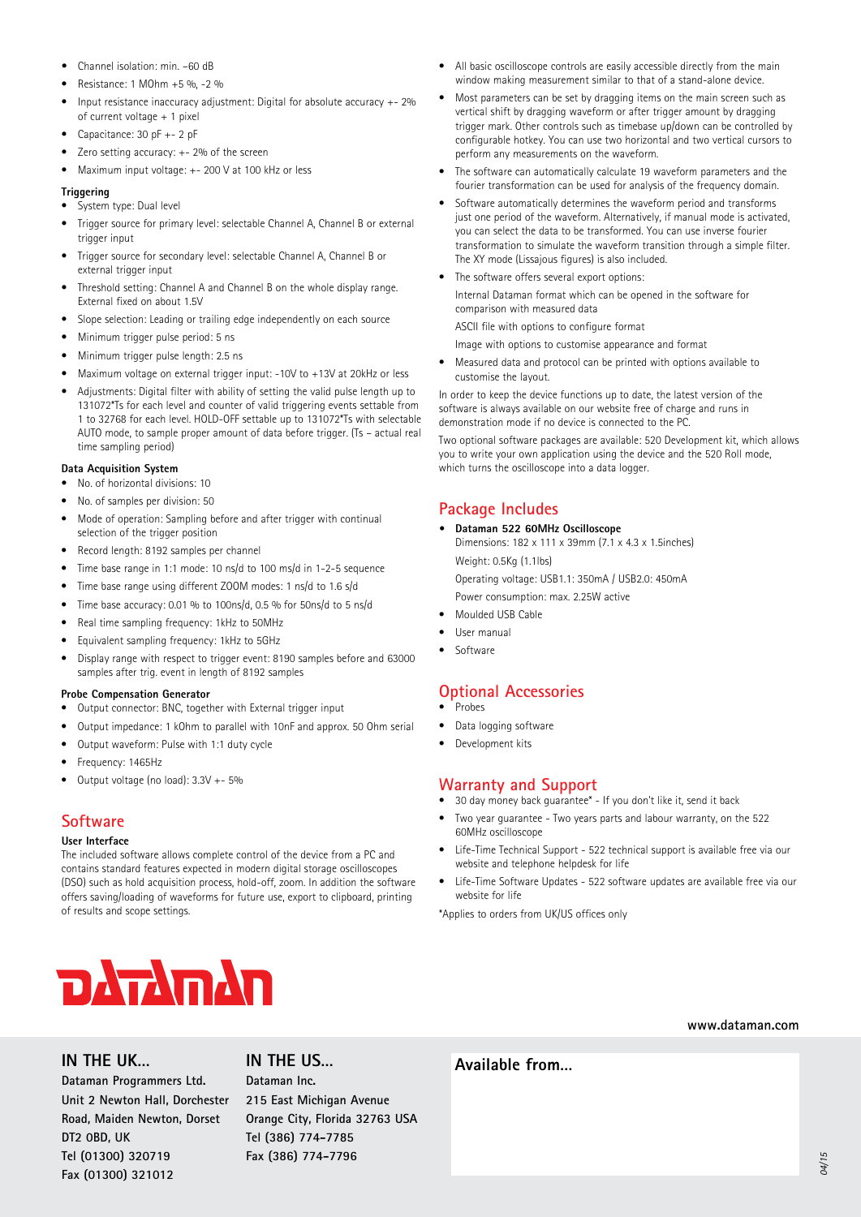- Channel isolation: min. –60 dB
- Resistance: 1 MOhm +5 %, -2 %
- Input resistance inaccuracy adjustment: Digital for absolute accuracy +- 2% of current voltage + 1 pixel
- Capacitance: 30 pF +- 2 pF
- Zero setting accuracy: +- 2% of the screen
- Maximum input voltage: +- 200 V at 100 kHz or less

**Triggering**

- System type: Dual level
- Trigger source for primary level: selectable Channel A, Channel B or external trigger input
- Trigger source for secondary level: selectable Channel A, Channel B or external trigger input
- Threshold setting: Channel A and Channel B on the whole display range. External fixed on about 1.5V
- Slope selection: Leading or trailing edge independently on each source
- Minimum trigger pulse period: 5 ns
- Minimum trigger pulse length: 2.5 ns
- Maximum voltage on external trigger input: -10V to +13V at 20kHz or less
- Adjustments: Digital filter with ability of setting the valid pulse length up to 131072*Ts for each level and counter of valid triggering events settable from 1 to 32768 for each level. HOLD-OFF settable up to 131072*Ts with selectable AUTO mode, to sample proper amount of data before trigger. (Ts – actual real time sampling period)

**Data Acquisition System**

- No. of horizontal divisions: 10
- No. of samples per division: 50
- Mode of operation: Sampling before and after trigger with continual selection of the trigger position
- Record length: 8192 samples per channel
- Time base range in 1:1 mode: 10 ns/d to 100 ms/d in 1-2-5 sequence
- Time base range using different ZOOM modes: 1 ns/d to 1.6 s/d
- Time base accuracy: 0.01 % to 100ns/d, 0.5 % for 50ns/d to 5 ns/d
- Real time sampling frequency: 1kHz to 50MHz
- Equivalent sampling frequency: 1kHz to 5GHz
- Display range with respect to trigger event: 8190 samples before and 63000 samples after trig. event in length of 8192 samples

**Probe Compensation Generator**

- Output connector: BNC, together with External trigger input
- Output impedance: 1 kOhm to parallel with 10nF and approx. 50 Ohm serial
- Output waveform: Pulse with 1:1 duty cycle
- Frequency: 1465Hz
- Output voltage (no load): 3.3V +- 5%

## Software

**User Interface**

The included software allows complete control of the device from a PC and contains standard features expected in modern digital storage oscilloscopes (DSO) such as hold acquisition process, hold-off, zoom. In addition the software offers saving/loading of waveforms for future use, export to clipboard, printing of results and scope settings.

- All basic oscilloscope controls are easily accessible directly from the main window making measurement similar to that of a stand-alone device.
- Most parameters can be set by dragging items on the main screen such as vertical shift by dragging waveform or after trigger amount by dragging trigger mark. Other controls such as timebase up/down can be controlled by configurable hotkey. You can use two horizontal and two vertical cursors to perform any measurements on the waveform.
- The software can automatically calculate 19 waveform parameters and the fourier transformation can be used for analysis of the frequency domain.
- Software automatically determines the waveform period and transforms just one period of the waveform. Alternatively, if manual mode is activated, you can select the data to be transformed. You can use inverse fourier transformation to simulate the waveform transition through a simple filter. The XY mode (Lissajous figures) is also included.
- The software offers several export options:

  Internal Dataman format which can be opened in the software for comparison with measured data

  ASCII file with options to configure format

  Image with options to customise appearance and format
- Measured data and protocol can be printed with options available to customise the layout.

In order to keep the device functions up to date, the latest version of the software is always available on our website free of charge and runs in demonstration mode if no device is connected to the PC.

Two optional software packages are available: 520 Development kit, which allows you to write your own application using the device and the 520 Roll mode, which turns the oscilloscope into a data logger.

## Package Includes

- **Dataman 522 60MHz Oscilloscope**

  Dimensions: 182 x 111 x 39mm (7.1 x 4.3 x 1.5inches)

  Weight: 0.5Kg (1.1lbs)

  Operating voltage: USB1.1: 350mA / USB2.0: 450mA

  Power consumption: max. 2.25W active
- Moulded USB Cable
- User manual
- Software

## Optional Accessories

- Probes
- Data logging software
- Development kits

## Warranty and Support

- 30 day money back guarantee* - If you don't like it, send it back
- Two year guarantee - Two years parts and labour warranty, on the 522 60MHz oscilloscope
- Life-Time Technical Support - 522 technical support is available free via our website and telephone helpdesk for life
- Life-Time Software Updates - 522 software updates are available free via our website for life

*Applies to orders from UK/US offices only

DATAMAN

www.dataman.com

**IN THE UK...**

**Dataman Programmers Ltd.**
**Unit 2 Newton Hall, Dorchester Road, Maiden Newton, Dorset DT2 0BD, UK**
**Tel (01300) 320719**
**Fax (01300) 321012**

**IN THE US...**

**Dataman Inc.**
**215 East Michigan Avenue**
**Orange City, Florida 32763 USA**
**Tel (386) 774-7785**
**Fax (386) 774-7796**

**Available from...**

04/15